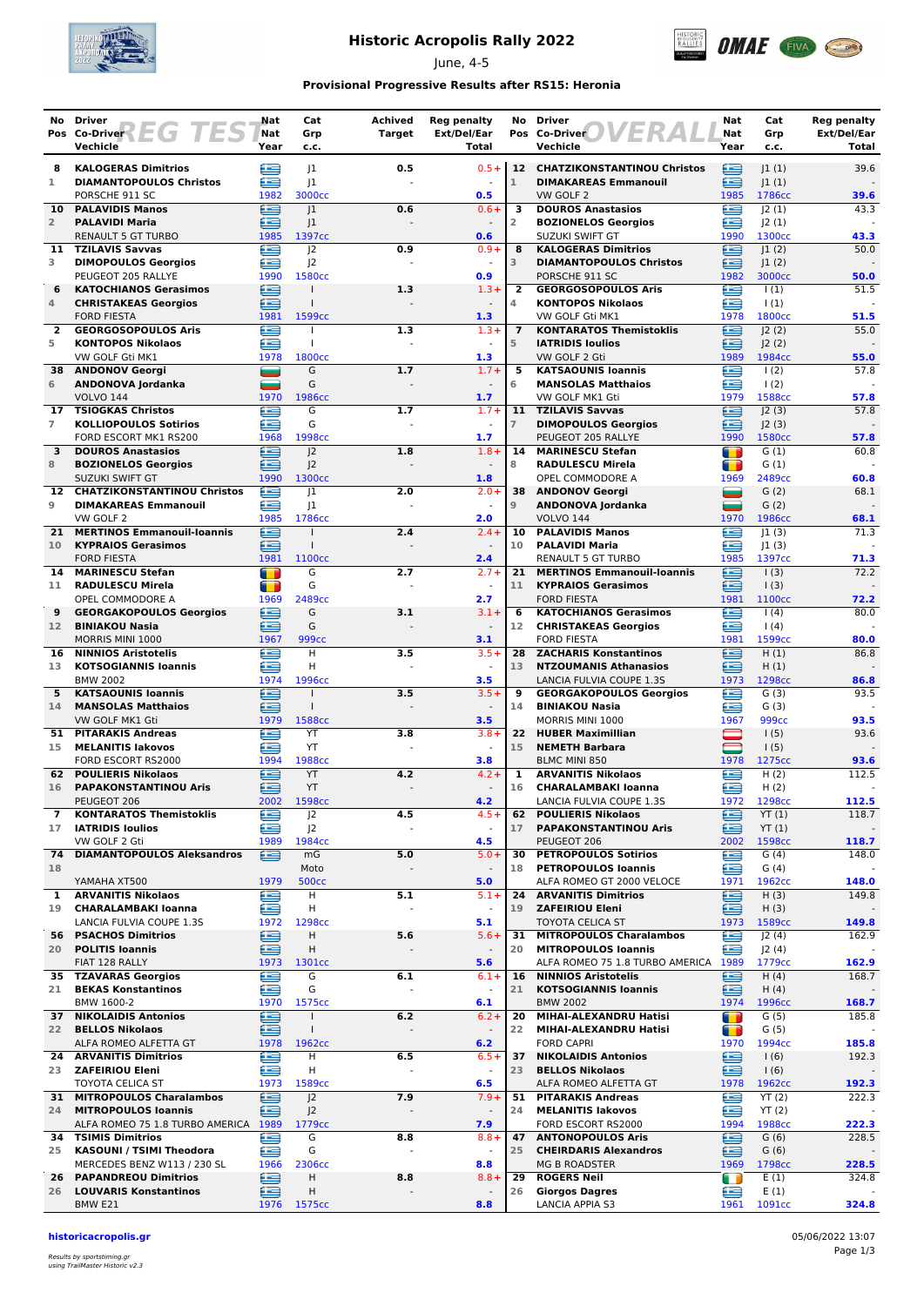# Historic Acropolis Rally 2022

June, 4-5

**Provisional Progressive Results after RS15: Heronia**

## REG TEST

| No | Pos | Driver / Co-Driver / Vechicle | Nat | Nat | Year | Cat | Grp | c.c. | Achived Target | Reg penalty Ext/Del/Ear | Total |
|---|---|---|---|---|---|---|---|---|---|---|---|
| 8 | 1 | KALOGERAS Dimitrios / DIAMANTOPOULOS Christos / PORSCHE 911 SC | GR | GR | 1982 | J1 | J1 | 3000cc | 0.5 | 0.5+ - | 0.5 |
| 10 | 2 | PALAVIDIS Manos / PALAVIDI Maria / RENAULT 5 GT TURBO | GR | GR | 1985 | J1 | J1 | 1397cc | 0.6 | 0.6+ - | 0.6 |
| 11 | 3 | TZILAVIS Savvas / DIMOPOULOS Georgios / PEUGEOT 205 RALLYE | GR | GR | 1990 | J2 | J2 | 1580cc | 0.9 | 0.9+ - | 0.9 |
| 6 | 4 | KATOCHIANOS Gerasimos / CHRISTAKEAS Georgios / FORD FIESTA | GR | GR | 1981 | I | I | 1599cc | 1.3 | 1.3+ - | 1.3 |
| 2 | 5 | GEORGOSOPOULOS Aris / KONTOPOS Nikolaos / VW GOLF Gti MK1 | GR | GR | 1978 | I | I | 1800cc | 1.3 | 1.3+ - | 1.3 |
| 38 | 6 | ANDONOV Georgi / ANDONOVA Jordanka / VOLVO 144 | BG | BG | 1970 | G | G | 1986cc | 1.7 | 1.7+ - | 1.7 |
| 17 | 7 | TSIOGKAS Christos / KOLLIOPOULOS Sotirios / FORD ESCORT MK1 RS200 | GR | GR | 1968 | G | G | 1998cc | 1.7 | 1.7+ - | 1.7 |
| 3 | 8 | DOUROS Anastasios / BOZIONELOS Georgios / SUZUKI SWIFT GT | GR | GR | 1990 | J2 | J2 | 1300cc | 1.8 | 1.8+ - | 1.8 |
| 12 | 9 | CHATZIKONSTANTINOU Christos / DIMAKAREAS Emmanouil / VW GOLF 2 | GR | GR | 1985 | J1 | J1 | 1786cc | 2.0 | 2.0+ - | 2.0 |
| 21 | 10 | MERTINOS Emmanouil-Ioannis / KYPRAIOS Gerasimos / FORD FIESTA | GR | GR | 1981 | I | I | 1100cc | 2.4 | 2.4+ - | 2.4 |
| 14 | 11 | MARINESCU Stefan / RADULESCU Mirela / OPEL COMMODORE A | RO | RO | 1969 | G | G | 2489cc | 2.7 | 2.7+ - | 2.7 |
| 9 | 12 | GEORGAKOPOULOS Georgios / BINIAKOU Nasia / MORRIS MINI 1000 | GR | GR | 1967 | G | G | 999cc | 3.1 | 3.1+ - | 3.1 |
| 16 | 13 | NINNIOS Aristotelis / KOTSOGIANNIS Ioannis / BMW 2002 | GR | GR | 1974 | H | H | 1996cc | 3.5 | 3.5+ - | 3.5 |
| 5 | 14 | KATSAOUNIS Ioannis / MANSOLAS Matthaios / VW GOLF MK1 Gti | GR | GR | 1979 | I | I | 1588cc | 3.5 | 3.5+ - | 3.5 |
| 51 | 15 | PITARAKIS Andreas / MELANITIS Iakovos / FORD ESCORT RS2000 | GR | GR | 1994 | YT | YT | 1988cc | 3.8 | 3.8+ - | 3.8 |
| 62 | 16 | POULIERIS Nikolaos / PAPAKONSTANTINOU Aris / PEUGEOT 206 | GR | GR | 2002 | YT | YT | 1598cc | 4.2 | 4.2+ - | 4.2 |
| 7 | 17 | KONTARATOS Themistoklis / IATRIDIS Ioulios / VW GOLF 2 Gti | GR | GR | 1989 | J2 | J2 | 1984cc | 4.5 | 4.5+ - | 4.5 |
| 74 | 18 | DIAMANTOPOULOS Aleksandros / / YAMAHA XT500 | GR | | 1979 | mG | Moto | 500cc | 5.0 | 5.0+ - | 5.0 |
| 1 | 19 | ARVANITIS Nikolaos / CHARALAMBAKI Ioanna / LANCIA FULVIA COUPE 1.3S | GR | GR | 1972 | H | H | 1298cc | 5.1 | 5.1+ - | 5.1 |
| 56 | 20 | PSACHOS Dimitrios / POLITIS Ioannis / FIAT 128 RALLY | GR | GR | 1973 | H | H | 1301cc | 5.6 | 5.6+ - | 5.6 |
| 35 | 21 | TZAVARAS Georgios / BEKAS Konstantinos / BMW 1600-2 | GR | GR | 1970 | G | G | 1575cc | 6.1 | 6.1+ - | 6.1 |
| 37 | 22 | NIKOLAIDIS Antonios / BELLOS Nikolaos / ALFA ROMEO ALFETTA GT | GR | GR | 1978 | I | I | 1962cc | 6.2 | 6.2+ - | 6.2 |
| 24 | 23 | ARVANITIS Dimitrios / ZAFEIRIOU Eleni / TOYOTA CELICA ST | GR | GR | 1973 | H | H | 1589cc | 6.5 | 6.5+ - | 6.5 |
| 31 | 24 | MITROPOULOS Charalambos / MITROPOULOS Ioannis / ALFA ROMEO 75 1.8 TURBO AMERICA | GR | GR | 1989 | J2 | J2 | 1779cc | 7.9 | 7.9+ - | 7.9 |
| 34 | 25 | TSIMIS Dimitrios / KASOUNI / TSIMI Theodora / MERCEDES BENZ W113 / 230 SL | GR | GR | 1966 | G | G | 2306cc | 8.8 | 8.8+ - | 8.8 |
| 26 | 26 | PAPANDREOU Dimitrios / LOUVARIS Konstantinos / BMW E21 | GR | GR | 1976 | H | H | 1575cc | 8.8 | 8.8+ - | 8.8 |

## OVERALL

| No | Pos | Driver / Co-Driver / Vechicle | Nat | Nat | Year | Cat | Grp | c.c. | Reg penalty Ext/Del/Ear | Total |
|---|---|---|---|---|---|---|---|---|---|---|
| 12 | 1 | CHATZIKONSTANTINOU Christos / DIMAKAREAS Emmanouil / VW GOLF 2 | GR | GR | 1985 | J1 (1) | J1 (1) | 1786cc | 39.6 - | 39.6 |
| 3 | 2 | DOUROS Anastasios / BOZIONELOS Georgios / SUZUKI SWIFT GT | GR | GR | 1990 | J2 (1) | J2 (1) | 1300cc | 43.3 - | 43.3 |
| 8 | 3 | KALOGERAS Dimitrios / DIAMANTOPOULOS Christos / PORSCHE 911 SC | GR | GR | 1982 | J1 (2) | J1 (2) | 3000cc | 50.0 - | 50.0 |
| 2 | 4 | GEORGOSOPOULOS Aris / KONTOPOS Nikolaos / VW GOLF Gti MK1 | GR | GR | 1978 | I (1) | I (1) | 1800cc | 51.5 - | 51.5 |
| 7 | 5 | KONTARATOS Themistoklis / IATRIDIS Ioulios / VW GOLF 2 Gti | GR | GR | 1989 | J2 (2) | J2 (2) | 1984cc | 55.0 - | 55.0 |
| 5 | 6 | KATSAOUNIS Ioannis / MANSOLAS Matthaios / VW GOLF MK1 Gti | GR | GR | 1979 | I (2) | I (2) | 1588cc | 57.8 - | 57.8 |
| 11 | 7 | TZILAVIS Savvas / DIMOPOULOS Georgios / PEUGEOT 205 RALLYE | GR | GR | 1990 | J2 (3) | J2 (3) | 1580cc | 57.8 - | 57.8 |
| 14 | 8 | MARINESCU Stefan / RADULESCU Mirela / OPEL COMMODORE A | RO | RO | 1969 | G (1) | G (1) | 2489cc | 60.8 - | 60.8 |
| 38 | 9 | ANDONOV Georgi / ANDONOVA Jordanka / VOLVO 144 | BG | BG | 1970 | G (2) | G (2) | 1986cc | 68.1 - | 68.1 |
| 10 | 10 | PALAVIDIS Manos / PALAVIDI Maria / RENAULT 5 GT TURBO | GR | GR | 1985 | J1 (3) | J1 (3) | 1397cc | 71.3 - | 71.3 |
| 21 | 11 | MERTINOS Emmanouil-Ioannis / KYPRAIOS Gerasimos / FORD FIESTA | GR | GR | 1981 | I (3) | I (3) | 1100cc | 72.2 - | 72.2 |
| 6 | 12 | KATOCHIANOS Gerasimos / CHRISTAKEAS Georgios / FORD FIESTA | GR | GR | 1981 | I (4) | I (4) | 1599cc | 80.0 - | 80.0 |
| 28 | 13 | ZACHARIS Konstantinos / NTZOUMANIS Athanasios / LANCIA FULVIA COUPE 1.3S | GR | GR | 1973 | H (1) | H (1) | 1298cc | 86.8 - | 86.8 |
| 9 | 14 | GEORGAKOPOULOS Georgios / BINIAKOU Nasia / MORRIS MINI 1000 | GR | GR | 1967 | G (3) | G (3) | 999cc | 93.5 - | 93.5 |
| 22 | 15 | HUBER Maximillian / NEMETH Barbara / BLMC MINI 850 | AT | AT | 1978 | I (5) | I (5) | 1275cc | 93.6 - | 93.6 |
| 1 | 16 | ARVANITIS Nikolaos / CHARALAMBAKI Ioanna / LANCIA FULVIA COUPE 1.3S | GR | GR | 1972 | H (2) | H (2) | 1298cc | 112.5 - | 112.5 |
| 62 | 17 | POULIERIS Nikolaos / PAPAKONSTANTINOU Aris / PEUGEOT 206 | GR | GR | 2002 | YT (1) | YT (1) | 1598cc | 118.7 - | 118.7 |
| 30 | 18 | PETROPOULOS Sotirios / PETROPOULOS Ioannis / ALFA ROMEO GT 2000 VELOCE | GR | GR | 1971 | G (4) | G (4) | 1962cc | 148.0 - | 148.0 |
| 24 | 19 | ARVANITIS Dimitrios / ZAFEIRIOU Eleni / TOYOTA CELICA ST | GR | GR | 1973 | H (3) | H (3) | 1589cc | 149.8 - | 149.8 |
| 31 | 20 | MITROPOULOS Charalambos / MITROPOULOS Ioannis / ALFA ROMEO 75 1.8 TURBO AMERICA | GR | GR | 1989 | J2 (4) | J2 (4) | 1779cc | 162.9 - | 162.9 |
| 16 | 21 | NINNIOS Aristotelis / KOTSOGIANNIS Ioannis / BMW 2002 | GR | GR | 1974 | H (4) | H (4) | 1996cc | 168.7 - | 168.7 |
| 20 | 22 | MIHAI-ALEXANDRU Hatisi / MIHAI-ALEXANDRU Hatisi / FORD CAPRI | RO | RO | 1970 | G (5) | G (5) | 1994cc | 185.8 - | 185.8 |
| 37 | 23 | NIKOLAIDIS Antonios / BELLOS Nikolaos / ALFA ROMEO ALFETTA GT | GR | GR | 1978 | I (6) | I (6) | 1962cc | 192.3 - | 192.3 |
| 51 | 24 | PITARAKIS Andreas / MELANITIS Iakovos / FORD ESCORT RS2000 | GR | GR | 1994 | YT (2) | YT (2) | 1988cc | 222.3 - | 222.3 |
| 47 | 25 | ANTONOPOULOS Aris / CHEIRDARIS Alexandros / MG B ROADSTER | GR | GR | 1969 | G (6) | G (6) | 1798cc | 228.5 - | 228.5 |
| 29 | 26 | ROGERS Neil / Giorgos Dagres / LANCIA APPIA S3 | IE | GR | 1961 | E (1) | E (1) | 1091cc | 324.8 - | 324.8 |

historicacropolis.gr

05/06/2022 13:07

Results by sportstiming.gr using TrailMaster Historic v2.3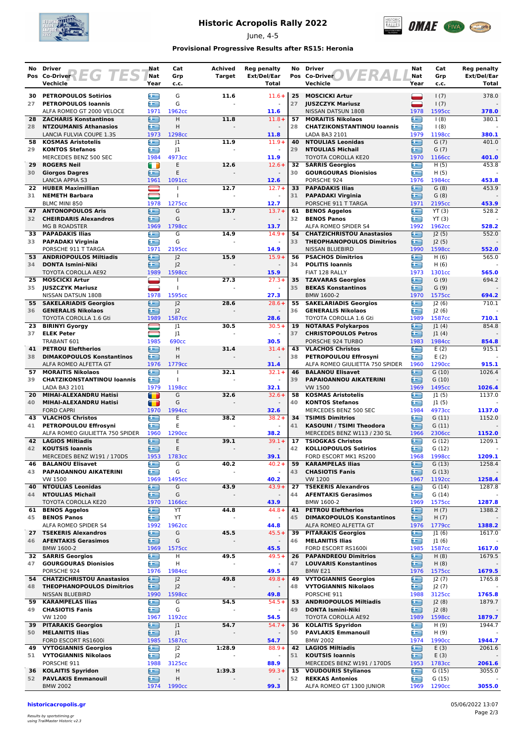# Historic Acropolis Rally 2022

June, 4-5

**Provisional Progressive Results after RS15: Heronia**

## REG TEST

| No | Pos | Driver / Co-Driver / Vehicle | Nat | Cat Grp | Year | c.c. | Achived Target | Reg penalty Ext/Del/Ear | Total |
|---|---|---|---|---|---|---|---|---|---|
| 30 | 27 | PETROPOULOS Sotirios / PETROPOULOS Ioannis / ALFA ROMEO GT 2000 VELOCE | GR/GR | G / G | 1971 | 1962cc | 11.6 | 11.6+ / - | 11.6 |
| 28 | 28 | ZACHARIS Konstantinos / NTZOUMANIS Athanasios / LANCIA FULVIA COUPE 1.3S | GR/GR | H / H | 1973 | 1298cc | 11.8 | 11.8+ / - | 11.8 |
| 58 | 29 | KOSMAS Aristotelis / KONTOS Stefanos / MERCEDES BENZ 500 SEC | GR/GR | J1 / J1 | 1984 | 4973cc | 11.9 | 11.9+ / - | 11.9 |
| 29 | 30 | ROGERS Neil / Giorgos Dagres / LANCIA APPIA S3 | IE/GR | E / E | 1961 | 1091cc | 12.6 | 12.6+ / - | 12.6 |
| 22 | 31 | HUBER Maximillian / NEMETH Barbara / BLMC MINI 850 | AT/AT | I / I | 1978 | 1275cc | 12.7 | 12.7+ / - | 12.7 |
| 47 | 32 | ANTONOPOULOS Aris / CHEIRDARIS Alexandros / MG B ROADSTER | GR/GR | G / G | 1969 | 1798cc | 13.7 | 13.7+ / - | 13.7 |
| 33 | 33 | PAPADAKIS Ilias / PAPADAKI Virginia / PORSCHE 911 T TARGA | GR/GR | G / G | 1971 | 2195cc | 14.9 | 14.9+ / - | 14.9 |
| 53 | 34 | ANDRIOPOULOS Miltiadis / DONTA Ismini-Niki / TOYOTA COROLLA AE92 | GR/GR | J2 / J2 | 1989 | 1598cc | 15.9 | 15.9+ / - | 15.9 |
| 25 | 35 | MOSCICKI Artur / JUSZCZYK Mariusz / NISSAN DATSUN 180B | PL/PL | I / I | 1978 | 1595cc | 27.3 | 27.3+ / - | 27.3 |
| 55 | 36 | SAKELARIADIS Georgios / GENERALIS Nikolaos / TOYOTA COROLLA 1.6 Gti | GR/GR | J2 / J2 | 1989 | 1587cc | 28.6 | 28.6+ / - | 28.6 |
| 23 | 37 | BIRINYI Gyorgy / ELEK Peter / TRABANT 601 | HU/HU | J1 / J1 | 1985 | 690cc | 30.5 | 30.5+ / - | 30.5 |
| 41 | 38 | PETROU Eleftherios / DIMAKOPOULOS Konstantinos / ALFA ROMEO ALFETTA GT | GR/GR | H / H | 1976 | 1779cc | 31.4 | 31.4+ / - | 31.4 |
| 57 | 39 | MORAITIS Nikolaos / CHATZIKONSTANTINOU Ioannis / LADA BA3 2101 | GR/GR | I / I | 1979 | 1198cc | 32.1 | 32.1+ / - | 32.1 |
| 20 | 40 | MIHAI-ALEXANDRU Hatisi / MIHAI-ALEXANDRU Hatisi / FORD CAPRI | RO/RO | G / G | 1970 | 1994cc | 32.6 | 32.6+ / - | 32.6 |
| 43 | 41 | VLACHOS Christos / PETROPOULOU Effrosyni / ALFA ROMEO GIULIETTA 750 SPIDER | GR/GR | E / E | 1960 | 1290cc | 38.2 | 38.2+ / - | 38.2 |
| 42 | 42 | LAGIOS Miltiadis / KOUTSIS Ioannis / MERCEDES BENZ W191 / 170DS | GR/GR | E / E | 1953 | 1783cc | 39.1 | 39.1+ / - | 39.1 |
| 46 | 43 | BALANOU Elisavet / PAPAIOANNOU AIKATERINI / VW 1500 | GR/GR | G / G | 1969 | 1495cc | 40.2 | 40.2+ / - | 40.2 |
| 40 | 44 | NTOULIAS Leonidas / NTOULIAS Michail / TOYOTA COROLLA KE20 | GR/GR | G / G | 1970 | 1166cc | 43.9 | 43.9+ / - | 43.9 |
| 61 | 45 | BENOS Aggelos / BENOS Panos / ALFA ROMEO SPIDER S4 | GR/GR | YT / YT | 1992 | 1962cc | 44.8 | 44.8+ / - | 44.8 |
| 27 | 46 | TSEKERIS Alexandros / AFENTAKIS Gerasimos / BMW 1600-2 | GR/GR | G / G | 1969 | 1575cc | 45.5 | 45.5+ / - | 45.5 |
| 32 | 47 | SARRIS Georgios / GOURGOURAS Dionisios / PORSCHE 924 | GR/GR | H / H | 1976 | 1984cc | 49.5 | 49.5+ / - | 49.5 |
| 54 | 48 | CHATZICHRISTOU Anastasios / THEOPHANOPOULOS Dimitrios / NISSAN BLUEBIRD | GR/GR | J2 / J2 | 1990 | 1598cc | 49.8 | 49.8+ / - | 49.8 |
| 59 | 49 | KARAMPELAS Ilias / CHASIOTIS Fanis / VW 1200 | GR/GR | G / G | 1967 | 1192cc | 54.5 | 54.5+ / - | 54.5 |
| 39 | 50 | PITARAKIS Georgios / MELANITIS Ilias / FORD ESCORT RS1600i | GR/GR | J1 / J1 | 1985 | 1587cc | 54.7 | 54.7+ / - | 54.7 |
| 49 | 51 | VYTOGIANNIS Georgios / VYTOGIANNIS Nikolaos / PORSCHE 911 | GR/GR | J2 / J2 | 1988 | 3125cc | 1:28.9 | 88.9+ / - | 88.9 |
| 36 | 52 | KOLAITIS Spyridon / PAVLAKIS Emmanouil / BMW 2002 | GR/GR | H / H | 1974 | 1990cc | 1:39.3 | 99.3+ / - | 99.3 |

## OVERALL

| No | Pos | Driver / Co-Driver / Vehicle | Nat | Cat Grp | Year | c.c. | Reg penalty Ext/Del/Ear | Total |
|---|---|---|---|---|---|---|---|---|
| 25 | 27 | MOSCICKI Artur / JUSZCZYK Mariusz / NISSAN DATSUN 180B | PL/PL | I (7) / I (7) | 1978 | 1595cc | 378.0 / - | 378.0 |
| 57 | 28 | MORAITIS Nikolaos / CHATZIKONSTANTINOU Ioannis / LADA BA3 2101 | GR/GR | I (8) / I (8) | 1979 | 1198cc | 380.1 / - | 380.1 |
| 40 | 29 | NTOULIAS Leonidas / NTOULIAS Michail / TOYOTA COROLLA KE20 | GR/GR | G (7) / G (7) | 1970 | 1166cc | 401.0 / - | 401.0 |
| 32 | 30 | SARRIS Georgios / GOURGOURAS Dionisios / PORSCHE 924 | GR/GR | H (5) / H (5) | 1976 | 1984cc | 453.8 / - | 453.8 |
| 33 | 31 | PAPADAKIS Ilias / PAPADAKI Virginia / PORSCHE 911 T TARGA | GR/GR | G (8) / G (8) | 1971 | 2195cc | 453.9 / - | 453.9 |
| 61 | 32 | BENOS Aggelos / BENOS Panos / ALFA ROMEO SPIDER S4 | GR/GR | YT (3) / YT (3) | 1992 | 1962cc | 528.2 / - | 528.2 |
| 54 | 33 | CHATZICHRISTOU Anastasios / THEOPHANOPOULOS Dimitrios / NISSAN BLUEBIRD | GR/GR | J2 (5) / J2 (5) | 1990 | 1598cc | 552.0 / - | 552.0 |
| 56 | 34 | PSACHOS Dimitrios / POLITIS Ioannis / FIAT 128 RALLY | GR/GR | H (6) / H (6) | 1973 | 1301cc | 565.0 / - | 565.0 |
| 35 | 35 | TZAVARAS Georgios / BEKAS Konstantinos / BMW 1600-2 | GR/GR | G (9) / G (9) | 1970 | 1575cc | 694.2 / - | 694.2 |
| 55 | 36 | SAKELARIADIS Georgios / GENERALIS Nikolaos / TOYOTA COROLLA 1.6 Gti | GR/GR | J2 (6) / J2 (6) | 1989 | 1587cc | 710.1 / - | 710.1 |
| 19 | 37 | NOTARAS Polykarpos / CHRISTOPOULOS Petros / PORSCHE 924 TURBO | GR/GR | J1 (4) / J1 (4) | 1983 | 1984cc | 854.8 / - | 854.8 |
| 43 | 38 | VLACHOS Christos / PETROPOULOU Effrosyni / ALFA ROMEO GIULIETTA 750 SPIDER | GR/GR | E (2) / E (2) | 1960 | 1290cc | 915.1 / - | 915.1 |
| 46 | 39 | BALANOU Elisavet / PAPAIOANNOU AIKATERINI / VW 1500 | GR/GR | G (10) / G (10) | 1969 | 1495cc | 1026.4 / - | 1026.4 |
| 58 | 40 | KOSMAS Aristotelis / KONTOS Stefanos / MERCEDES BENZ 500 SEC | GR/GR | J1 (5) / J1 (5) | 1984 | 4973cc | 1137.0 / - | 1137.0 |
| 34 | 41 | TSIMIS Dimitrios / KASOUNI / TSIMI Theodora / MERCEDES BENZ W113 / 230 SL | GR/GR | G (11) / G (11) | 1966 | 2306cc | 1152.0 / - | 1152.0 |
| 17 | 42 | TSIOGKAS Christos / KOLLIOPOULOS Sotirios / FORD ESCORT MK1 RS200 | GR/GR | G (12) / G (12) | 1968 | 1998cc | 1209.1 / - | 1209.1 |
| 59 | 43 | KARAMPELAS Ilias / CHASIOTIS Fanis / VW 1200 | GR/GR | G (13) / G (13) | 1967 | 1192cc | 1258.4 / - | 1258.4 |
| 27 | 44 | TSEKERIS Alexandros / AFENTAKIS Gerasimos / BMW 1600-2 | GR/GR | G (14) / G (14) | 1969 | 1575cc | 1287.8 / - | 1287.8 |
| 41 | 45 | PETROU Eleftherios / DIMAKOPOULOS Konstantinos / ALFA ROMEO ALFETTA GT | GR/GR | H (7) / H (7) | 1976 | 1779cc | 1388.2 / - | 1388.2 |
| 39 | 46 | PITARAKIS Georgios / MELANITIS Ilias / FORD ESCORT RS1600i | GR/GR | J1 (6) / J1 (6) | 1985 | 1587cc | 1617.0 / - | 1617.0 |
| 26 | 47 | PAPANDREOU Dimitrios / LOUVARIS Konstantinos / BMW E21 | GR/GR | H (8) / H (8) | 1976 | 1575cc | 1679.5 / - | 1679.5 |
| 49 | 48 | VYTOGIANNIS Georgios / VYTOGIANNIS Nikolaos / PORSCHE 911 | GR/GR | J2 (7) / J2 (7) | 1988 | 3125cc | 1765.8 / - | 1765.8 |
| 53 | 49 | ANDRIOPOULOS Miltiadis / DONTA Ismini-Niki / TOYOTA COROLLA AE92 | GR/GR | J2 (8) / J2 (8) | 1989 | 1598cc | 1879.7 / - | 1879.7 |
| 36 | 50 | KOLAITIS Spyridon / PAVLAKIS Emmanouil / BMW 2002 | GR/GR | H (9) / H (9) | 1974 | 1990cc | 1944.7 / - | 1944.7 |
| 42 | 51 | LAGIOS Miltiadis / KOUTSIS Ioannis / MERCEDES BENZ W191 / 170DS | GR/GR | E (3) / E (3) | 1953 | 1783cc | 2061.6 / - | 2061.6 |
| 15 | 52 | VOUDOURIS Stylianos / REKKAS Antonios / ALFA ROMEO GT 1300 JUNIOR | GR/GR | G (15) / G (15) | 1969 | 1290cc | 3055.0 / - | 3055.0 |

historicacropolis.gr

05/06/2022 13:07

Results by sportstiming.gr
using TrailMaster Historic v2.3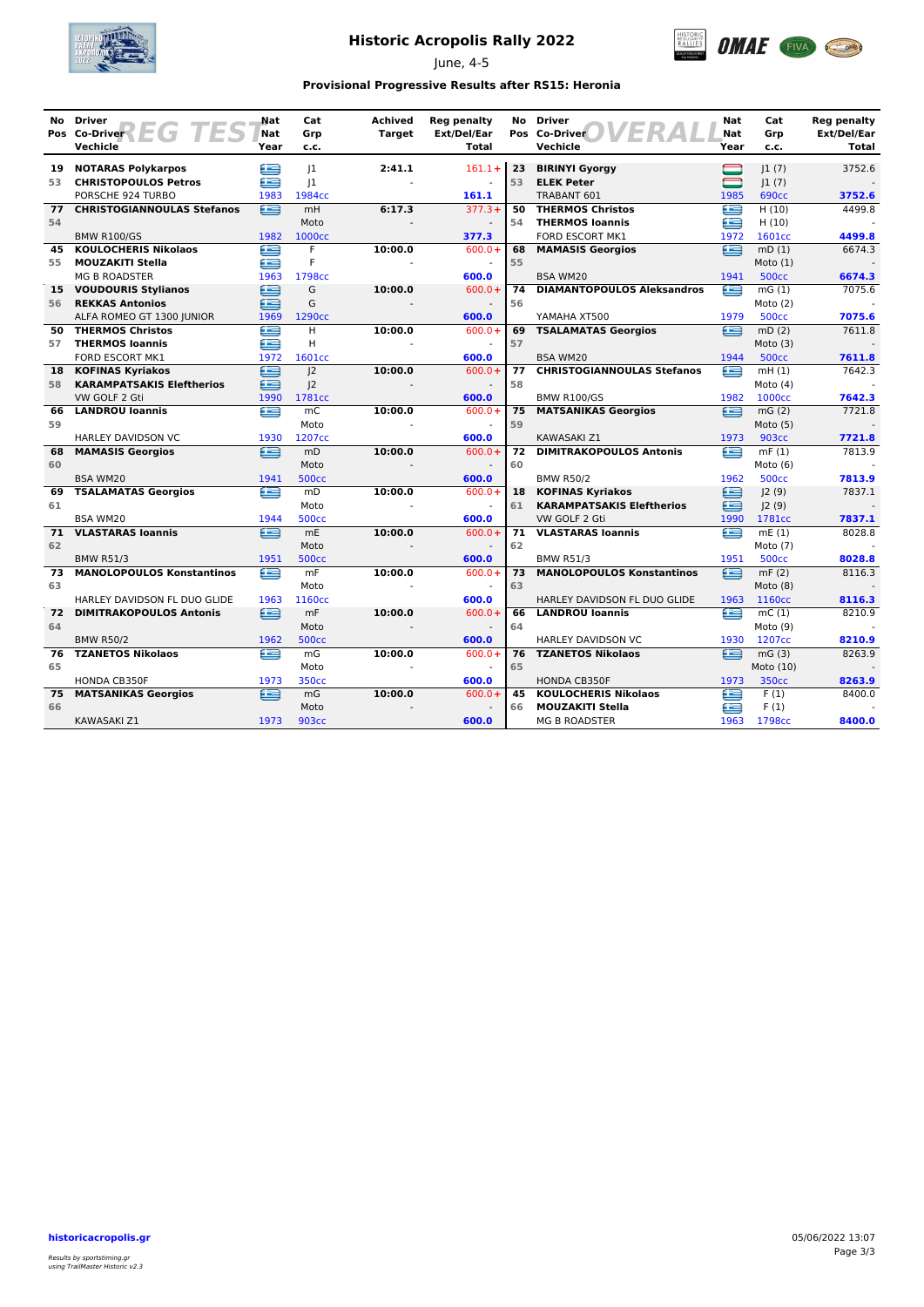# Historic Acropolis Rally 2022

June, 4-5

**Provisional Progressive Results after RS15: Heronia**

## REG TEST

| No / Pos | Driver / Co-Driver / Vechicle | Nat / Nat / Year | Cat / Grp / c.c. | Achived Target | Reg penalty Ext/Del/Ear Total |
|---|---|---|---|---|---|
| 19 / 53 | **NOTARAS Polykarpos** / **CHRISTOPOULOS Petros** / PORSCHE 924 TURBO | 1983 | J1 / J1 / 1984cc | 2:41.1 | 161.1+ / - / **161.1** |
| 77 / 54 | **CHRISTOGIANNOULAS Stefanos** / / BMW R100/GS | 1982 | mH / Moto / 1000cc | 6:17.3 | 377.3+ / - / **377.3** |
| 45 / 55 | **KOULOCHERIS Nikolaos** / **MOUZAKITI Stella** / MG B ROADSTER | 1963 | F / F / 1798cc | 10:00.0 | 600.0+ / - / **600.0** |
| 15 / 56 | **VOUDOURIS Stylianos** / **REKKAS Antonios** / ALFA ROMEO GT 1300 JUNIOR | 1969 | G / G / 1290cc | 10:00.0 | 600.0+ / - / **600.0** |
| 50 / 57 | **THERMOS Christos** / **THERMOS Ioannis** / FORD ESCORT MK1 | 1972 | H / H / 1601cc | 10:00.0 | 600.0+ / - / **600.0** |
| 18 / 58 | **KOFINAS Kyriakos** / **KARAMPATSAKIS Eleftherios** / VW GOLF 2 Gti | 1990 | J2 / J2 / 1781cc | 10:00.0 | 600.0+ / - / **600.0** |
| 66 / 59 | **LANDROU Ioannis** / / HARLEY DAVIDSON VC | 1930 | mC / Moto / 1207cc | 10:00.0 | 600.0+ / - / **600.0** |
| 68 / 60 | **MAMASIS Georgios** / / BSA WM20 | 1941 | mD / Moto / 500cc | 10:00.0 | 600.0+ / - / **600.0** |
| 69 / 61 | **TSALAMATAS Georgios** / / BSA WM20 | 1944 | mD / Moto / 500cc | 10:00.0 | 600.0+ / - / **600.0** |
| 71 / 62 | **VLASTARAS Ioannis** / / BMW R51/3 | 1951 | mE / Moto / 500cc | 10:00.0 | 600.0+ / - / **600.0** |
| 73 / 63 | **MANOLOPOULOS Konstantinos** / / HARLEY DAVIDSON FL DUO GLIDE | 1963 | mF / Moto / 1160cc | 10:00.0 | 600.0+ / - / **600.0** |
| 72 / 64 | **DIMITRAKOPOULOS Antonis** / / BMW R50/2 | 1962 | mF / Moto / 500cc | 10:00.0 | 600.0+ / - / **600.0** |
| 76 / 65 | **TZANETOS Nikolaos** / / HONDA CB350F | 1973 | mG / Moto / 350cc | 10:00.0 | 600.0+ / - / **600.0** |
| 75 / 66 | **MATSANIKAS Georgios** / / KAWASAKI Z1 | 1973 | mG / Moto / 903cc | 10:00.0 | 600.0+ / - / **600.0** |

## OVERALL

| No / Pos | Driver / Co-Driver / Vechicle | Nat / Nat / Year | Cat / Grp / c.c. | Reg penalty Ext/Del/Ear Total |
|---|---|---|---|---|
| 23 / 53 | **BIRINYI Gyorgy** / **ELEK Peter** / TRABANT 601 | 1985 | J1 (7) / J1 (7) / 690cc | 3752.6 / - / **3752.6** |
| 50 / 54 | **THERMOS Christos** / **THERMOS Ioannis** / FORD ESCORT MK1 | 1972 | H (10) / H (10) / 1601cc | 4499.8 / - / **4499.8** |
| 68 / 55 | **MAMASIS Georgios** / / BSA WM20 | 1941 | mD (1) / Moto (1) / 500cc | 6674.3 / - / **6674.3** |
| 74 / 56 | **DIAMANTOPOULOS Aleksandros** / / YAMAHA XT500 | 1979 | mG (1) / Moto (2) / 500cc | 7075.6 / - / **7075.6** |
| 69 / 57 | **TSALAMATAS Georgios** / / BSA WM20 | 1944 | mD (2) / Moto (3) / 500cc | 7611.8 / - / **7611.8** |
| 77 / 58 | **CHRISTOGIANNOULAS Stefanos** / / BMW R100/GS | 1982 | mH (1) / Moto (4) / 1000cc | 7642.3 / - / **7642.3** |
| 75 / 59 | **MATSANIKAS Georgios** / / KAWASAKI Z1 | 1973 | mG (2) / Moto (5) / 903cc | 7721.8 / - / **7721.8** |
| 72 / 60 | **DIMITRAKOPOULOS Antonis** / / BMW R50/2 | 1962 | mF (1) / Moto (6) / 500cc | 7813.9 / - / **7813.9** |
| 18 / 61 | **KOFINAS Kyriakos** / **KARAMPATSAKIS Eleftherios** / VW GOLF 2 Gti | 1990 | J2 (9) / J2 (9) / 1781cc | 7837.1 / - / **7837.1** |
| 71 / 62 | **VLASTARAS Ioannis** / / BMW R51/3 | 1951 | mE (1) / Moto (7) / 500cc | 8028.8 / - / **8028.8** |
| 73 / 63 | **MANOLOPOULOS Konstantinos** / / HARLEY DAVIDSON FL DUO GLIDE | 1963 | mF (2) / Moto (8) / 1160cc | 8116.3 / - / **8116.3** |
| 66 / 64 | **LANDROU Ioannis** / / HARLEY DAVIDSON VC | 1930 | mC (1) / Moto (9) / 1207cc | 8210.9 / - / **8210.9** |
| 76 / 65 | **TZANETOS Nikolaos** / / HONDA CB350F | 1973 | mG (3) / Moto (10) / 350cc | 8263.9 / - / **8263.9** |
| 45 / 66 | **KOULOCHERIS Nikolaos** / **MOUZAKITI Stella** / MG B ROADSTER | 1963 | F (1) / F (1) / 1798cc | 8400.0 / - / **8400.0** |

**historicacropolis.gr**

05/06/2022 13:07

*Results by sportstiming.gr*
*using TrailMaster Historic v2.3*